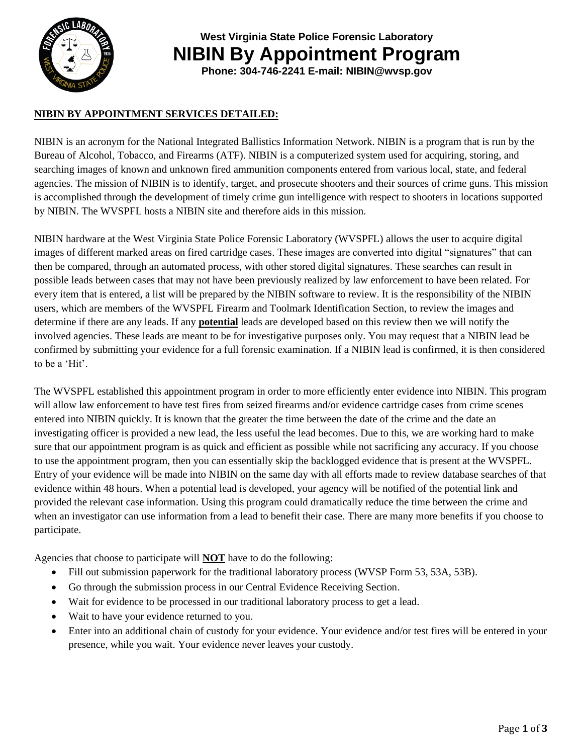**West Virginia State Police Forensic Laboratory**

# NIBIN By Appointment Program

**Phone: 304-746-2241 E-mail: NIBIN@wvsp.gov**

## **NIBIN BY APPOINTMENT SERVICES DETAILED:**

NIBIN is an acronym for the National Integrated Ballistics Information Network. NIBIN is a program that is run by the Bureau of Alcohol, Tobacco, and Firearms (ATF). NIBIN is a computerized system used for acquiring, storing, and searching images of known and unknown fired ammunition components entered from various local, state, and federal agencies. The mission of NIBIN is to identify, target, and prosecute shooters and their sources of crime guns. This mission is accomplished through the development of timely crime gun intelligence with respect to shooters in locations supported by NIBIN. The WVSPFL hosts a NIBIN site and therefore aids in this mission.

NIBIN hardware at the West Virginia State Police Forensic Laboratory (WVSPFL) allows the user to acquire digital images of different marked areas on fired cartridge cases. These images are converted into digital "signatures" that can then be compared, through an automated process, with other stored digital signatures. These searches can result in possible leads between cases that may not have been previously realized by law enforcement to have been related. For every item that is entered, a list will be prepared by the NIBIN software to review. It is the responsibility of the NIBIN users, which are members of the WVSPFL Firearm and Toolmark Identification Section, to review the images and determine if there are any leads. If any **potential** leads are developed based on this review then we will notify the involved agencies. These leads are meant to be for investigative purposes only. You may request that a NIBIN lead be confirmed by submitting your evidence for a full forensic examination. If a NIBIN lead is confirmed, it is then considered to be a 'Hit'.

The WVSPFL established this appointment program in order to more efficiently enter evidence into NIBIN. This program will allow law enforcement to have test fires from seized firearms and/or evidence cartridge cases from crime scenes entered into NIBIN quickly. It is known that the greater the time between the date of the crime and the date an investigating officer is provided a new lead, the less useful the lead becomes. Due to this, we are working hard to make sure that our appointment program is as quick and efficient as possible while not sacrificing any accuracy. If you choose to use the appointment program, then you can essentially skip the backlogged evidence that is present at the WVSPFL. Entry of your evidence will be made into NIBIN on the same day with all efforts made to review database searches of that evidence within 48 hours. When a potential lead is developed, your agency will be notified of the potential link and provided the relevant case information. Using this program could dramatically reduce the time between the crime and when an investigator can use information from a lead to benefit their case. There are many more benefits if you choose to participate.

Agencies that choose to participate will **NOT** have to do the following:

- Fill out submission paperwork for the traditional laboratory process (WVSP Form 53, 53A, 53B).
- Go through the submission process in our Central Evidence Receiving Section.
- Wait for evidence to be processed in our traditional laboratory process to get a lead.
- Wait to have your evidence returned to you.
- Enter into an additional chain of custody for your evidence. Your evidence and/or test fires will be entered in your presence, while you wait. Your evidence never leaves your custody.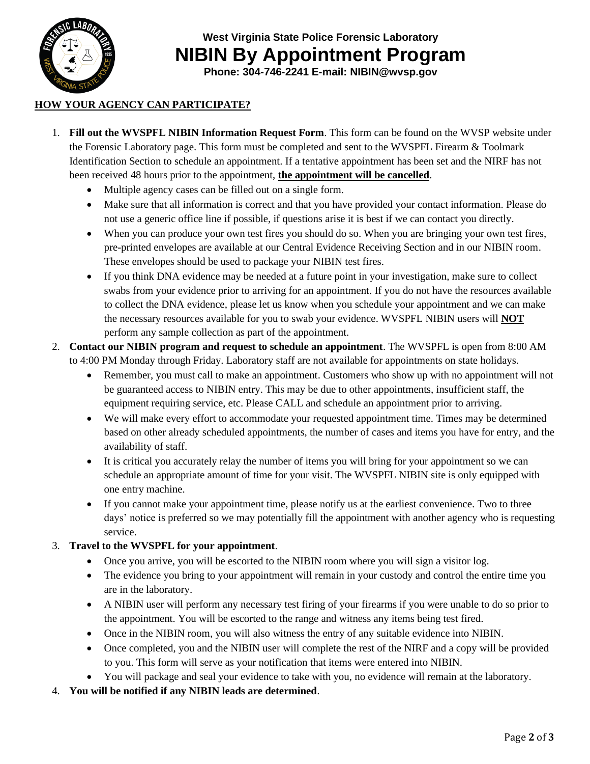**West Virginia State Police Forensic Laboratory**

# NIBIN By Appointment Program

**Phone: 304-746-2241 E-mail: NIBIN@wvsp.gov**

## HOW YOUR AGENCY CAN PARTICIPATE?

1. **Fill out the WVSPFL NIBIN Information Request Form**. This form can be found on the WVSP website under the Forensic Laboratory page. This form must be completed and sent to the WVSPFL Firearm & Toolmark Identification Section to schedule an appointment. If a tentative appointment has been set and the NIRF has not been received 48 hours prior to the appointment, **the appointment will be cancelled**.
   - Multiple agency cases can be filled out on a single form.
   - Make sure that all information is correct and that you have provided your contact information. Please do not use a generic office line if possible, if questions arise it is best if we can contact you directly.
   - When you can produce your own test fires you should do so. When you are bringing your own test fires, pre-printed envelopes are available at our Central Evidence Receiving Section and in our NIBIN room. These envelopes should be used to package your NIBIN test fires.
   - If you think DNA evidence may be needed at a future point in your investigation, make sure to collect swabs from your evidence prior to arriving for an appointment. If you do not have the resources available to collect the DNA evidence, please let us know when you schedule your appointment and we can make the necessary resources available for you to swab your evidence. WVSPFL NIBIN users will **NOT** perform any sample collection as part of the appointment.
2. **Contact our NIBIN program and request to schedule an appointment**. The WVSPFL is open from 8:00 AM to 4:00 PM Monday through Friday. Laboratory staff are not available for appointments on state holidays.
   - Remember, you must call to make an appointment. Customers who show up with no appointment will not be guaranteed access to NIBIN entry. This may be due to other appointments, insufficient staff, the equipment requiring service, etc. Please CALL and schedule an appointment prior to arriving.
   - We will make every effort to accommodate your requested appointment time. Times may be determined based on other already scheduled appointments, the number of cases and items you have for entry, and the availability of staff.
   - It is critical you accurately relay the number of items you will bring for your appointment so we can schedule an appropriate amount of time for your visit. The WVSPFL NIBIN site is only equipped with one entry machine.
   - If you cannot make your appointment time, please notify us at the earliest convenience. Two to three days' notice is preferred so we may potentially fill the appointment with another agency who is requesting service.
3. **Travel to the WVSPFL for your appointment**.
   - Once you arrive, you will be escorted to the NIBIN room where you will sign a visitor log.
   - The evidence you bring to your appointment will remain in your custody and control the entire time you are in the laboratory.
   - A NIBIN user will perform any necessary test firing of your firearms if you were unable to do so prior to the appointment. You will be escorted to the range and witness any items being test fired.
   - Once in the NIBIN room, you will also witness the entry of any suitable evidence into NIBIN.
   - Once completed, you and the NIBIN user will complete the rest of the NIRF and a copy will be provided to you. This form will serve as your notification that items were entered into NIBIN.
   - You will package and seal your evidence to take with you, no evidence will remain at the laboratory.
4. **You will be notified if any NIBIN leads are determined**.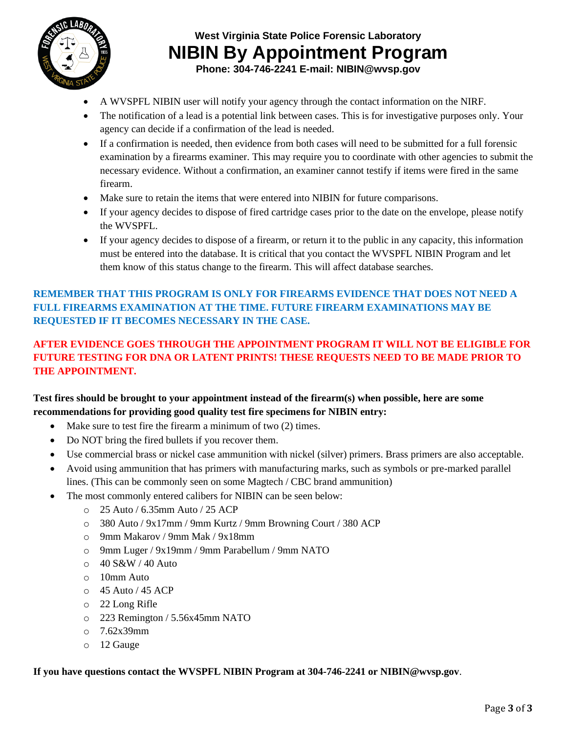# West Virginia State Police Forensic Laboratory
# NIBIN By Appointment Program
**Phone: 304-746-2241 E-mail: NIBIN@wvsp.gov**

- A WVSPFL NIBIN user will notify your agency through the contact information on the NIRF.
- The notification of a lead is a potential link between cases. This is for investigative purposes only. Your agency can decide if a confirmation of the lead is needed.
- If a confirmation is needed, then evidence from both cases will need to be submitted for a full forensic examination by a firearms examiner. This may require you to coordinate with other agencies to submit the necessary evidence. Without a confirmation, an examiner cannot testify if items were fired in the same firearm.
- Make sure to retain the items that were entered into NIBIN for future comparisons.
- If your agency decides to dispose of fired cartridge cases prior to the date on the envelope, please notify the WVSPFL.
- If your agency decides to dispose of a firearm, or return it to the public in any capacity, this information must be entered into the database. It is critical that you contact the WVSPFL NIBIN Program and let them know of this status change to the firearm. This will affect database searches.

**REMEMBER THAT THIS PROGRAM IS ONLY FOR FIREARMS EVIDENCE THAT DOES NOT NEED A FULL FIREARMS EXAMINATION AT THE TIME. FUTURE FIREARM EXAMINATIONS MAY BE REQUESTED IF IT BECOMES NECESSARY IN THE CASE.**

**AFTER EVIDENCE GOES THROUGH THE APPOINTMENT PROGRAM IT WILL NOT BE ELIGIBLE FOR FUTURE TESTING FOR DNA OR LATENT PRINTS! THESE REQUESTS NEED TO BE MADE PRIOR TO THE APPOINTMENT.**

**Test fires should be brought to your appointment instead of the firearm(s) when possible, here are some recommendations for providing good quality test fire specimens for NIBIN entry:**

- Make sure to test fire the firearm a minimum of two (2) times.
- Do NOT bring the fired bullets if you recover them.
- Use commercial brass or nickel case ammunition with nickel (silver) primers. Brass primers are also acceptable.
- Avoid using ammunition that has primers with manufacturing marks, such as symbols or pre-marked parallel lines. (This can be commonly seen on some Magtech / CBC brand ammunition)
- The most commonly entered calibers for NIBIN can be seen below:
  - 25 Auto / 6.35mm Auto / 25 ACP
  - 380 Auto / 9x17mm / 9mm Kurtz / 9mm Browning Court / 380 ACP
  - 9mm Makarov / 9mm Mak / 9x18mm
  - 9mm Luger / 9x19mm / 9mm Parabellum / 9mm NATO
  - 40 S&W / 40 Auto
  - 10mm Auto
  - 45 Auto / 45 ACP
  - 22 Long Rifle
  - 223 Remington / 5.56x45mm NATO
  - 7.62x39mm
  - 12 Gauge

**If you have questions contact the WVSPFL NIBIN Program at 304-746-2241 or NIBIN@wvsp.gov**.